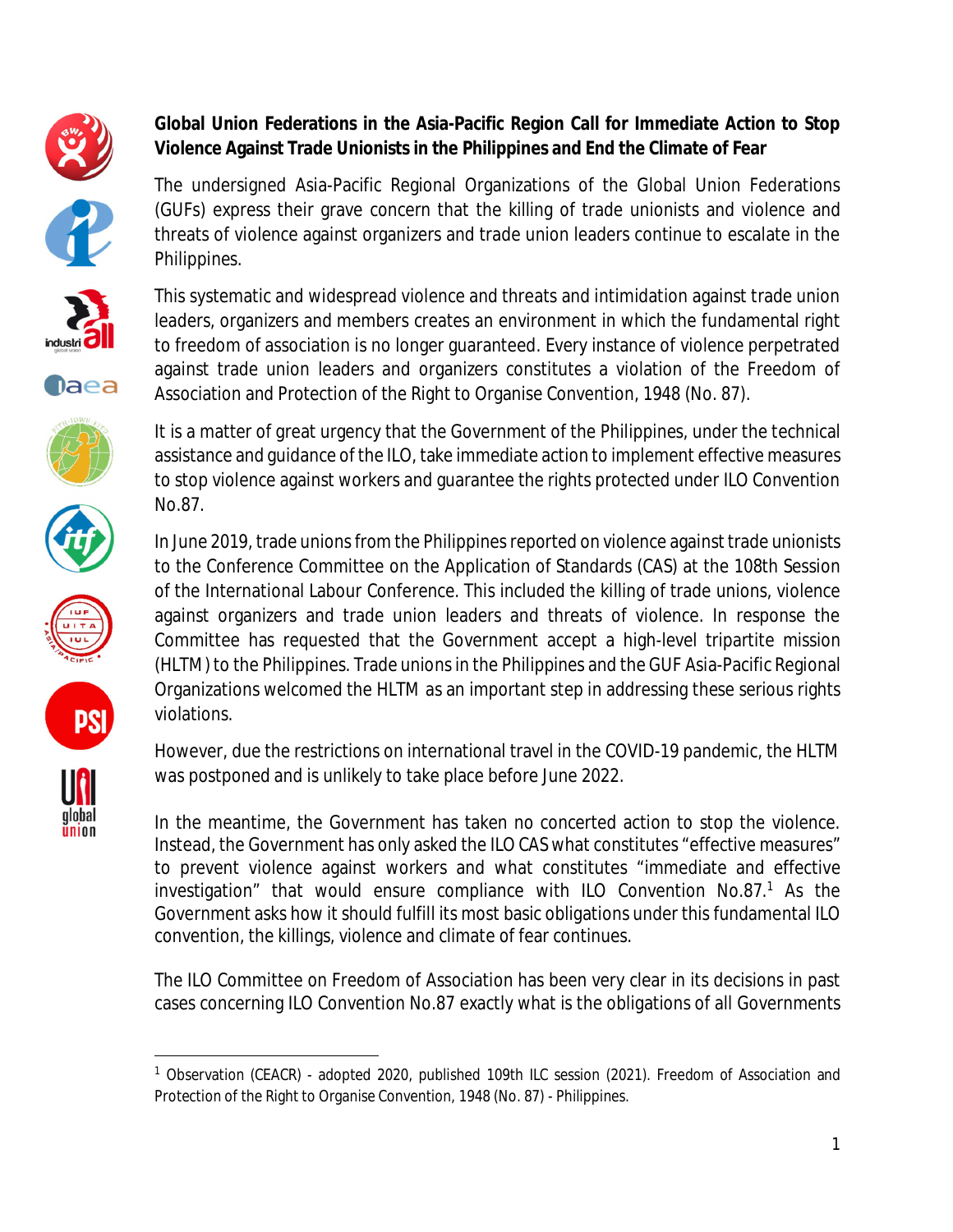**Global Union Federations in the Asia-Pacific Region Call for Immediate Action to Stop Violence Against Trade Unionists in the Philippines and End the Climate of Fear**

The undersigned Asia-Pacific Regional Organizations of the Global Union Federations (GUFs) express their grave concern that the killing of trade unionists and violence and threats of violence against organizers and trade union leaders continue to escalate in the Philippines.

This systematic and widespread violence and threats and intimidation against trade union leaders, organizers and members creates an environment in which the fundamental right to freedom of association is no longer guaranteed. Every instance of violence perpetrated against trade union leaders and organizers constitutes a violation of the Freedom of Association and Protection of the Right to Organise Convention, 1948 (No. 87).

It is a matter of great urgency that the Government of the Philippines, under the technical assistance and guidance of the ILO, take immediate action to implement effective measures to stop violence against workers and guarantee the rights protected under ILO Convention No.87.

In June 2019, trade unions from the Philippines reported on violence against trade unionists to the Conference Committee on the Application of Standards (CAS) at the 108th Session of the International Labour Conference. This included the killing of trade unions, violence against organizers and trade union leaders and threats of violence. In response the Committee has requested that the Government accept a high-level tripartite mission (HLTM) to the Philippines. Trade unions in the Philippines and the GUF Asia-Pacific Regional Organizations welcomed the HLTM as an important step in addressing these serious rights violations.

However, due the restrictions on international travel in the COVID-19 pandemic, the HLTM was postponed and is unlikely to take place before June 2022.

In the meantime, the Government has taken no concerted action to stop the violence. Instead, the Government has only asked the ILO CAS what constitutes "effective measures" to prevent violence against workers and what constitutes "immediate and effective investigation" that would ensure compliance with ILO Convention No.87.[1] As the Government asks how it should fulfill its most basic obligations under this fundamental ILO convention, the killings, violence and climate of fear continues.

The ILO Committee on Freedom of Association has been very clear in its decisions in past cases concerning ILO Convention No.87 exactly what is the obligations of all Governments

---

[1] Observation (CEACR) - adopted 2020, published 109th ILC session (2021). Freedom of Association and Protection of the Right to Organise Convention, 1948 (No. 87) - Philippines.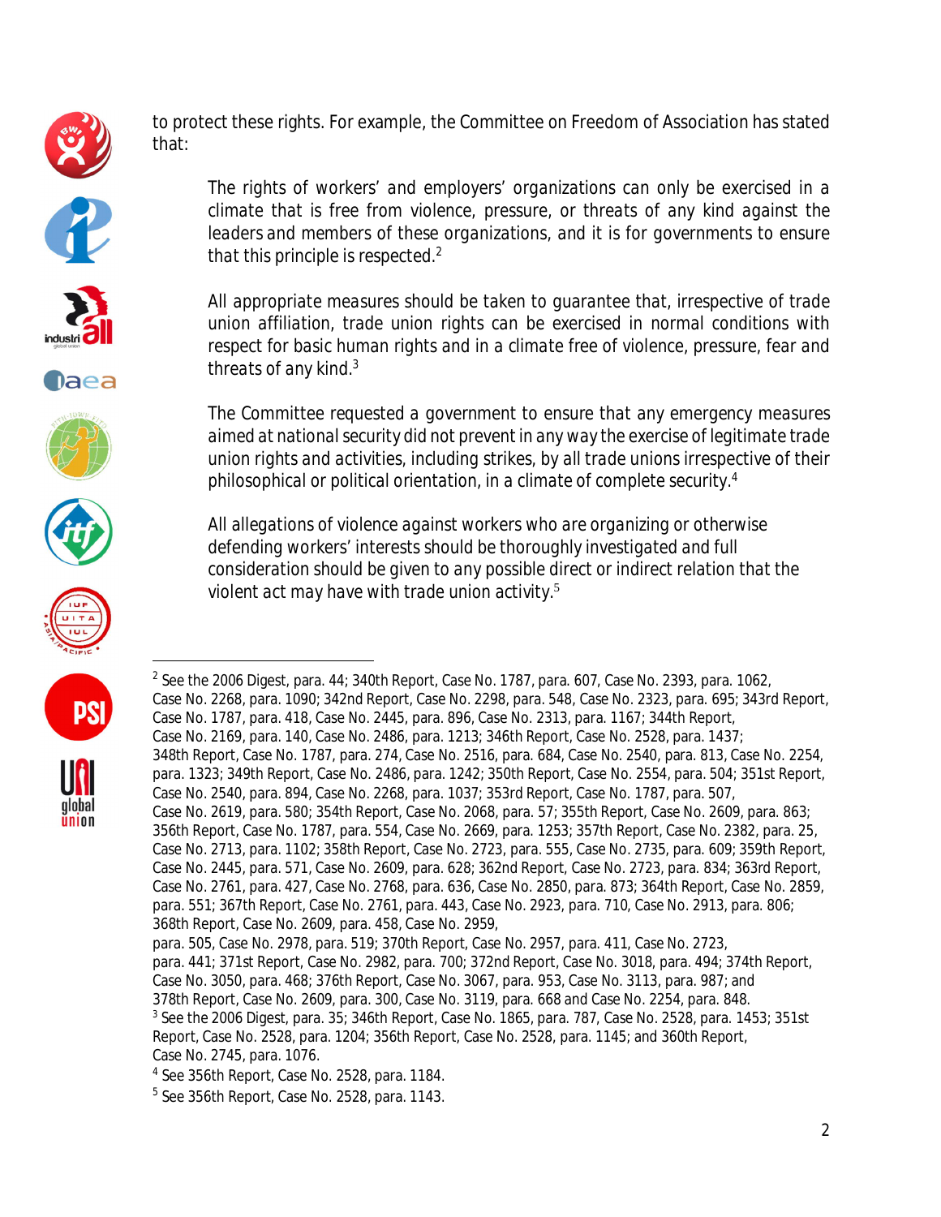to protect these rights. For example, the Committee on Freedom of Association has stated that:

> The rights of workers' and employers' organizations can only be exercised in a climate that is free from violence, pressure, or threats of any kind against the leaders and members of these organizations, and it is for governments to ensure that this principle is respected.[2]

> All appropriate measures should be taken to guarantee that, irrespective of trade union affiliation, trade union rights can be exercised in normal conditions with respect for basic human rights and in a climate free of violence, pressure, fear and threats of any kind.[3]

> The Committee requested a government to ensure that any emergency measures aimed at national security did not prevent in any way the exercise of legitimate trade union rights and activities, including strikes, by all trade unions irrespective of their philosophical or political orientation, in a climate of complete security.[4]

> All allegations of violence against workers who are organizing or otherwise defending workers' interests should be thoroughly investigated and full consideration should be given to any possible direct or indirect relation that the violent act may have with trade union activity.[5]

---

[2] See the 2006 Digest, para. 44; 340th Report, Case No. 1787, para. 607, Case No. 2393, para. 1062, Case No. 2268, para. 1090; 342nd Report, Case No. 2298, para. 548, Case No. 2323, para. 695; 343rd Report, Case No. 1787, para. 418, Case No. 2445, para. 896, Case No. 2313, para. 1167; 344th Report, Case No. 2169, para. 140, Case No. 2486, para. 1213; 346th Report, Case No. 2528, para. 1437; 348th Report, Case No. 1787, para. 274, Case No. 2516, para. 684, Case No. 2540, para. 813, Case No. 2254, para. 1323; 349th Report, Case No. 2486, para. 1242; 350th Report, Case No. 2554, para. 504; 351st Report, Case No. 2540, para. 894, Case No. 2268, para. 1037; 353rd Report, Case No. 1787, para. 507, Case No. 2619, para. 580; 354th Report, Case No. 2068, para. 57; 355th Report, Case No. 2609, para. 863; 356th Report, Case No. 1787, para. 554, Case No. 2669, para. 1253; 357th Report, Case No. 2382, para. 25, Case No. 2713, para. 1102; 358th Report, Case No. 2723, para. 555, Case No. 2735, para. 609; 359th Report, Case No. 2445, para. 571, Case No. 2609, para. 628; 362nd Report, Case No. 2723, para. 834; 363rd Report, Case No. 2761, para. 427, Case No. 2768, para. 636, Case No. 2850, para. 873; 364th Report, Case No. 2859, para. 551; 367th Report, Case No. 2761, para. 443, Case No. 2923, para. 710, Case No. 2913, para. 806; 368th Report, Case No. 2609, para. 458, Case No. 2959, para. 505, Case No. 2978, para. 519; 370th Report, Case No. 2957, para. 411, Case No. 2723, para. 441; 371st Report, Case No. 2982, para. 700; 372nd Report, Case No. 3018, para. 494; 374th Report, Case No. 3050, para. 468; 376th Report, Case No. 3067, para. 953, Case No. 3113, para. 987; and 378th Report, Case No. 2609, para. 300, Case No. 3119, para. 668 and Case No. 2254, para. 848.

[3] See the 2006 Digest, para. 35; 346th Report, Case No. 1865, para. 787, Case No. 2528, para. 1453; 351st Report, Case No. 2528, para. 1204; 356th Report, Case No. 2528, para. 1145; and 360th Report, Case No. 2745, para. 1076.

[4] See 356th Report, Case No. 2528, para. 1184.

[5] See 356th Report, Case No. 2528, para. 1143.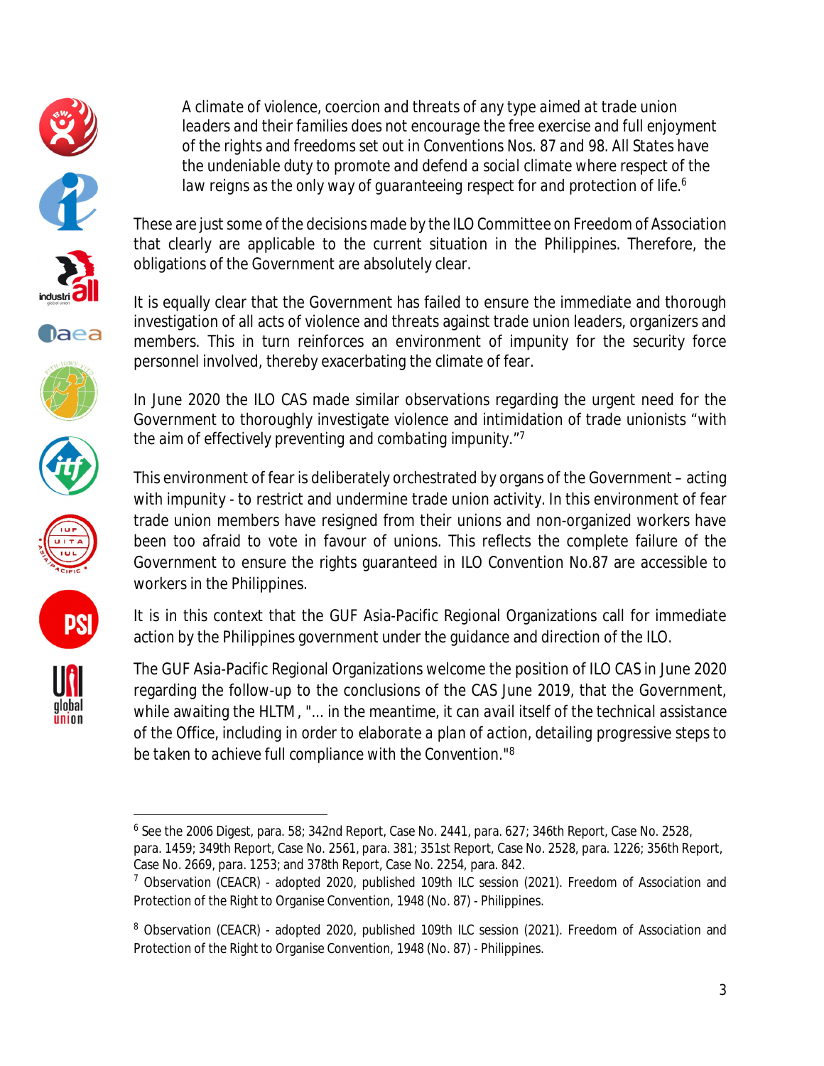> A climate of violence, coercion and threats of any type aimed at trade union leaders and their families does not encourage the free exercise and full enjoyment of the rights and freedoms set out in Conventions Nos. 87 and 98. All States have the undeniable duty to promote and defend a social climate where respect of the law reigns as the only way of guaranteeing respect for and protection of life.[6]

These are just some of the decisions made by the ILO Committee on Freedom of Association that clearly are applicable to the current situation in the Philippines. Therefore, the obligations of the Government are absolutely clear.

It is equally clear that the Government has failed to ensure the immediate and thorough investigation of all acts of violence and threats against trade union leaders, organizers and members. This in turn reinforces an environment of impunity for the security force personnel involved, thereby exacerbating the climate of fear.

In June 2020 the ILO CAS made similar observations regarding the urgent need for the Government to thoroughly investigate violence and intimidation of trade unionists "with the aim of effectively preventing and combating impunity."[7]

This environment of fear is deliberately orchestrated by organs of the Government – acting with impunity - to restrict and undermine trade union activity. In this environment of fear trade union members have resigned from their unions and non-organized workers have been too afraid to vote in favour of unions. This reflects the complete failure of the Government to ensure the rights guaranteed in ILO Convention No.87 are accessible to workers in the Philippines.

It is in this context that the GUF Asia-Pacific Regional Organizations call for immediate action by the Philippines government under the guidance and direction of the ILO.

The GUF Asia-Pacific Regional Organizations welcome the position of ILO CAS in June 2020 regarding the follow-up to the conclusions of the CAS June 2019, that the Government, while awaiting the HLTM, "... in the meantime, it can avail itself of the technical assistance of the Office, including in order to elaborate a plan of action, detailing progressive steps to be taken to achieve full compliance with the Convention."[8]

---

[6] See the 2006 Digest, para. 58; 342nd Report, Case No. 2441, para. 627; 346th Report, Case No. 2528, para. 1459; 349th Report, Case No. 2561, para. 381; 351st Report, Case No. 2528, para. 1226; 356th Report, Case No. 2669, para. 1253; and 378th Report, Case No. 2254, para. 842.

[7] Observation (CEACR) - adopted 2020, published 109th ILC session (2021). Freedom of Association and Protection of the Right to Organise Convention, 1948 (No. 87) - Philippines.

[8] Observation (CEACR) - adopted 2020, published 109th ILC session (2021). Freedom of Association and Protection of the Right to Organise Convention, 1948 (No. 87) - Philippines.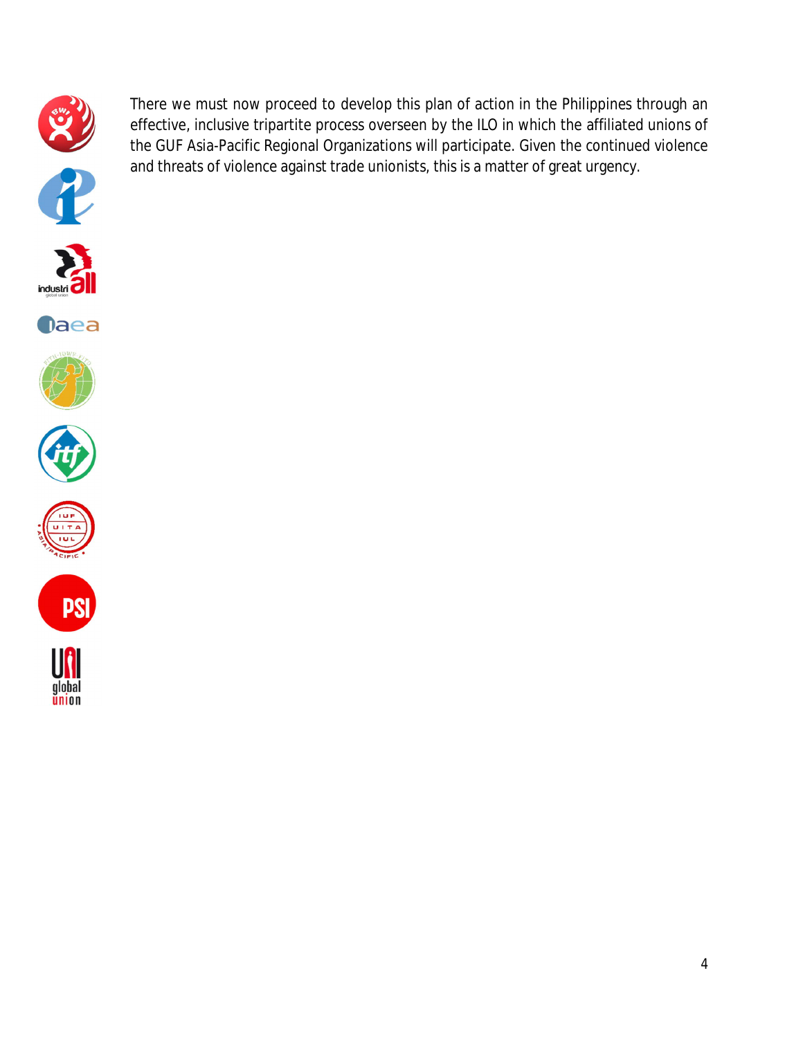There we must now proceed to develop this plan of action in the Philippines through an effective, inclusive tripartite process overseen by the ILO in which the affiliated unions of the GUF Asia-Pacific Regional Organizations will participate. Given the continued violence and threats of violence against trade unionists, this is a matter of great urgency.